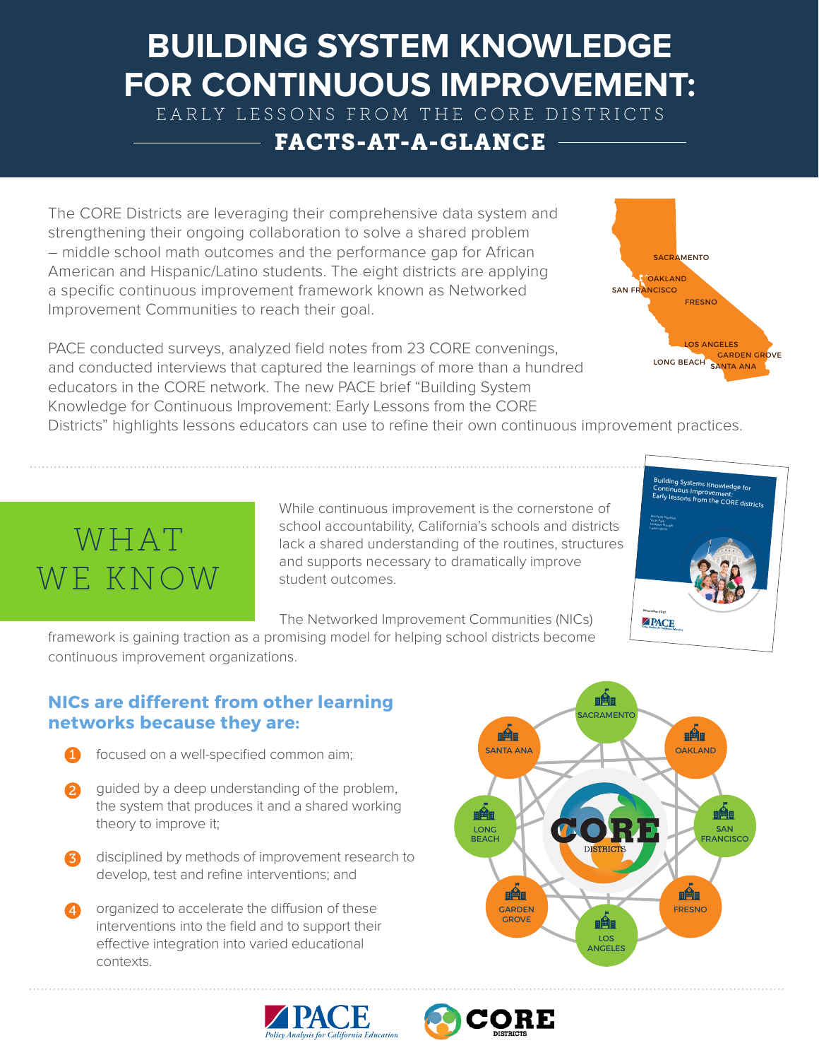# BUILDING SYSTEM KNOWLEDGE FOR CONTINUOUS IMPROVEMENT:

EARLY LESSONS FROM THE CORE DISTRICTS

## FACTS-AT-A-GLANCE

The CORE Districts are leveraging their comprehensive data system and strengthening their ongoing collaboration to solve a shared problem – middle school math outcomes and the performance gap for African American and Hispanic/Latino students. The eight districts are applying a specific continuous improvement framework known as Networked Improvement Communities to reach their goal.

PACE conducted surveys, analyzed field notes from 23 CORE convenings, and conducted interviews that captured the learnings of more than a hundred educators in the CORE network. The new PACE brief "Building System Knowledge for Continuous Improvement: Early Lessons from the CORE Districts" highlights lessons educators can use to refine their own continuous improvement practices.

## WHAT WE KNOW

While continuous improvement is the cornerstone of school accountability, California's schools and districts lack a shared understanding of the routines, structures and supports necessary to dramatically improve student outcomes.

The Networked Improvement Communities (NICs) framework is gaining traction as a promising model for helping school districts become continuous improvement organizations.

### NICs are different from other learning networks because they are:

1. focused on a well-specified common aim;
2. guided by a deep understanding of the problem, the system that produces it and a shared working theory to improve it;
3. disciplined by methods of improvement research to develop, test and refine interventions; and
4. organized to accelerate the diffusion of these interventions into the field and to support their effective integration into varied educational contexts.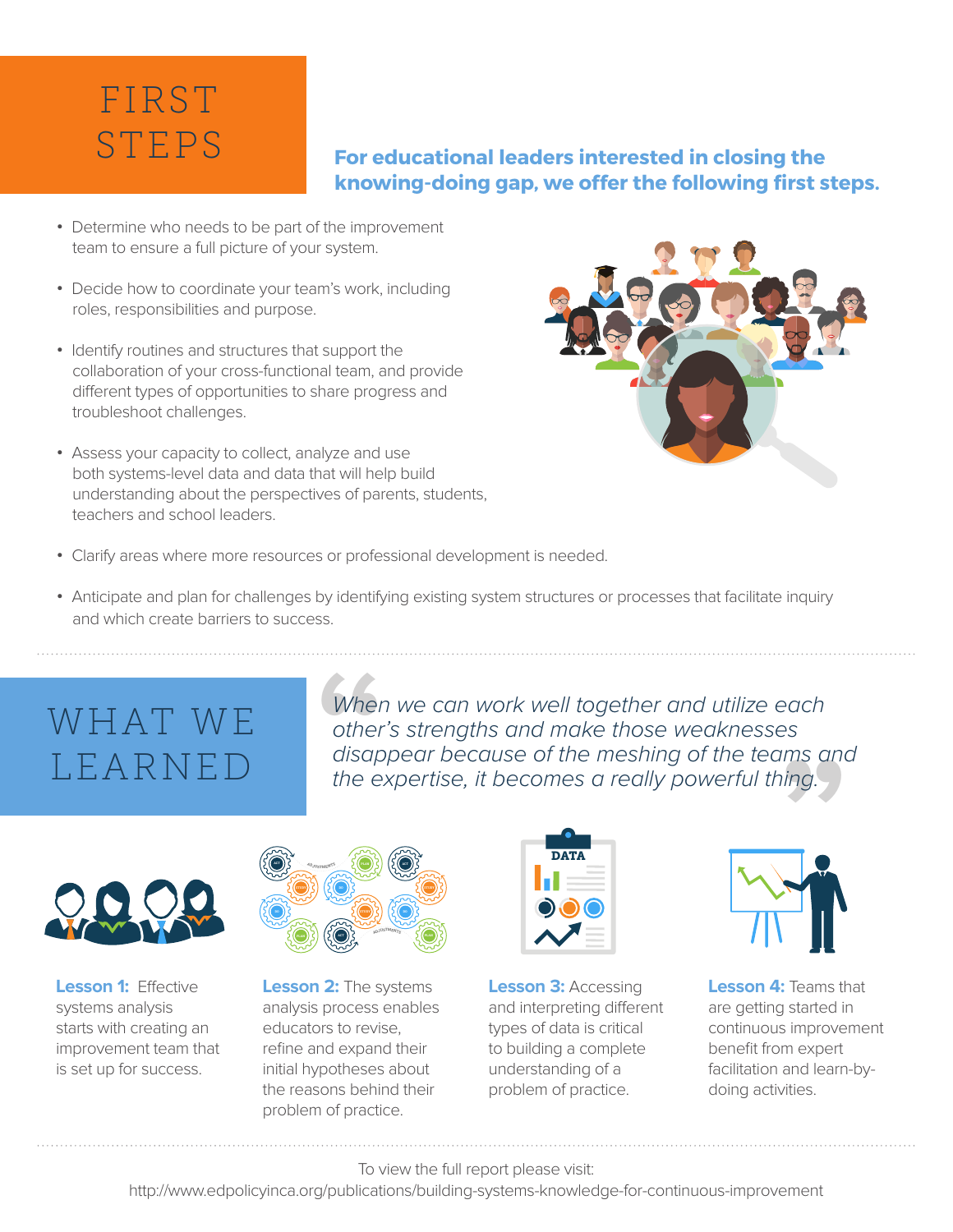# FIRST STEPS

**For educational leaders interested in closing the knowing-doing gap, we offer the following first steps.**

- Determine who needs to be part of the improvement team to ensure a full picture of your system.
- Decide how to coordinate your team's work, including roles, responsibilities and purpose.
- Identify routines and structures that support the collaboration of your cross-functional team, and provide different types of opportunities to share progress and troubleshoot challenges.
- Assess your capacity to collect, analyze and use both systems-level data and data that will help build understanding about the perspectives of parents, students, teachers and school leaders.
- Clarify areas where more resources or professional development is needed.
- Anticipate and plan for challenges by identifying existing system structures or processes that facilitate inquiry and which create barriers to success.

# WHAT WE LEARNED

> *"When we can work well together and utilize each other's strengths and make those weaknesses disappear because of the meshing of the teams and the expertise, it becomes a really powerful thing."*

**Lesson 1:** Effective systems analysis starts with creating an improvement team that is set up for success.

**Lesson 2:** The systems analysis process enables educators to revise, refine and expand their initial hypotheses about the reasons behind their problem of practice.

**Lesson 3:** Accessing and interpreting different types of data is critical to building a complete understanding of a problem of practice.

**Lesson 4:** Teams that are getting started in continuous improvement benefit from expert facilitation and learn-by-doing activities.

To view the full report please visit:
http://www.edpolicyinca.org/publications/building-systems-knowledge-for-continuous-improvement